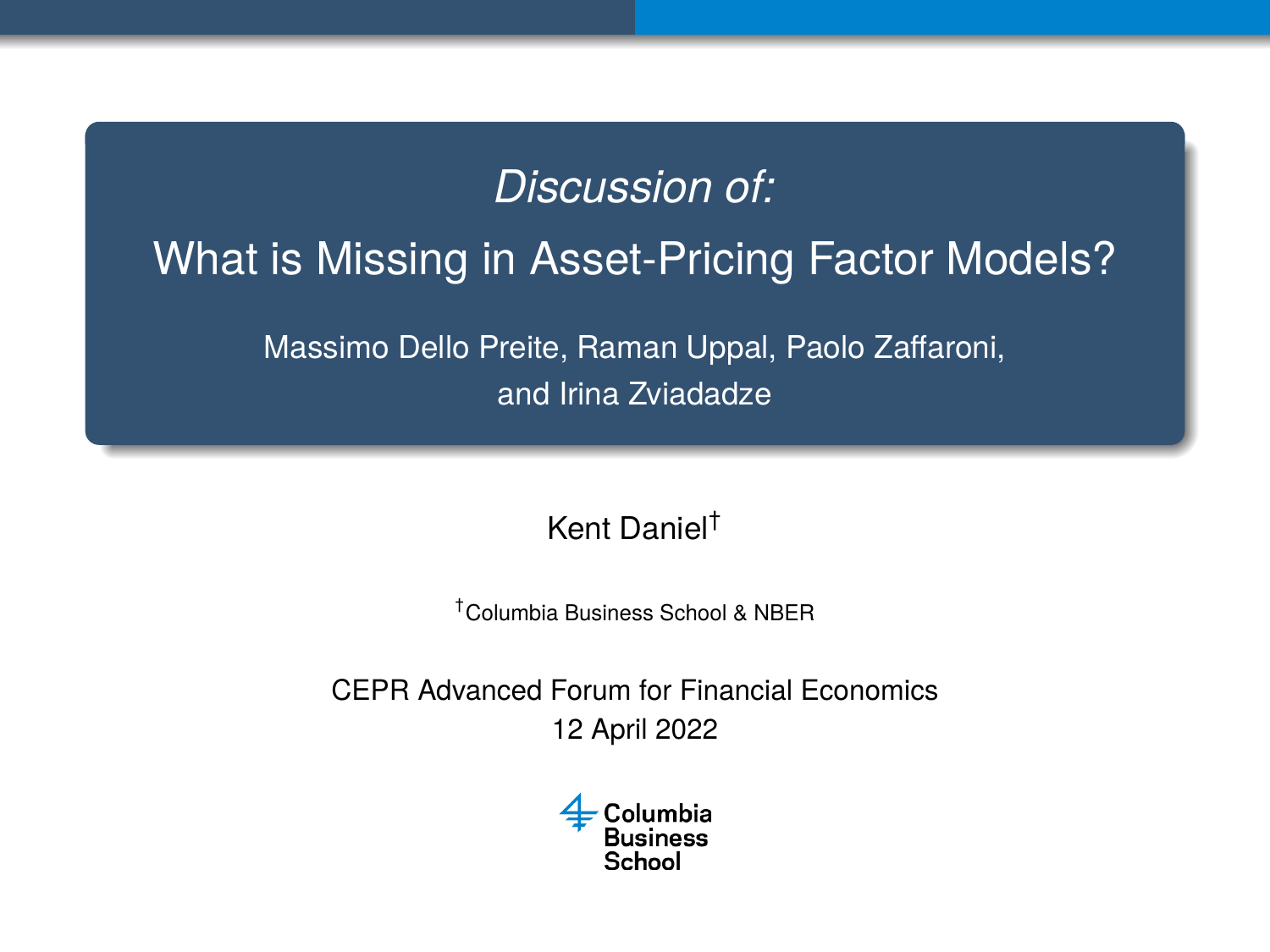*Discussion of:*

# What is Missing in Asset-Pricing Factor Models?

Massimo Dello Preite, Raman Uppal, Paolo Zaffaroni, and Irina Zviadadze

Kent Daniel[†]

[†]Columbia Business School & NBER

CEPR Advanced Forum for Financial Economics
12 April 2022

Columbia Business School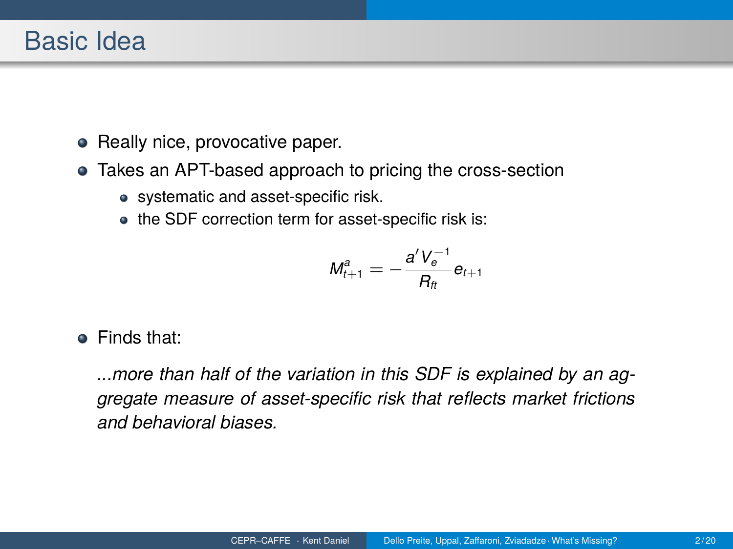# Basic Idea

- Really nice, provocative paper.
- Takes an APT-based approach to pricing the cross-section
  - systematic and asset-specific risk.
  - the SDF correction term for asset-specific risk is:

$$M^a_{t+1} = -\frac{a' V_e^{-1}}{R_{ft}} e_{t+1}$$

- Finds that:

  *...more than half of the variation in this SDF is explained by an aggregate measure of asset-specific risk that reflects market frictions and behavioral biases.*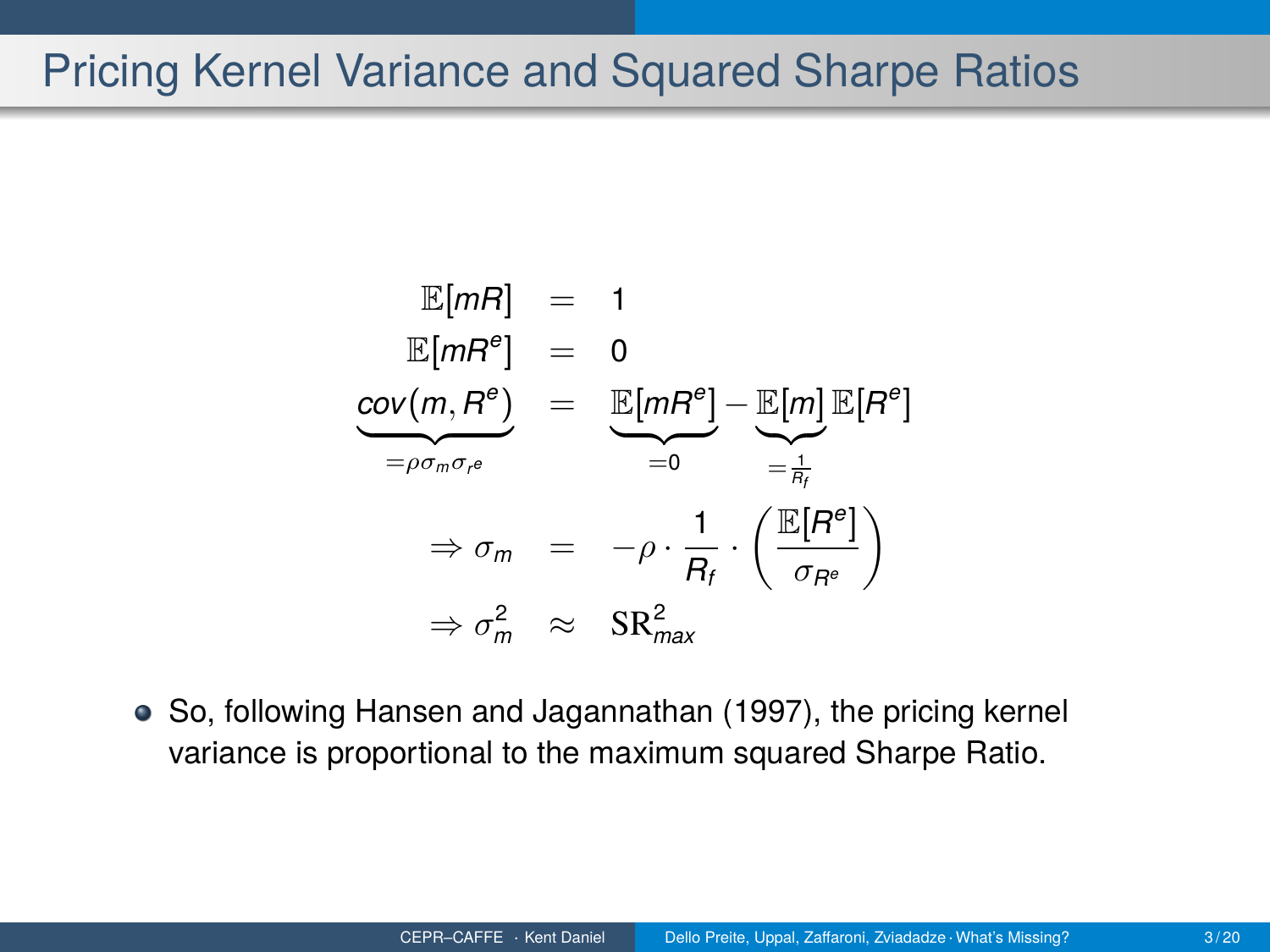# Pricing Kernel Variance and Squared Sharpe Ratios

$$
\begin{aligned}
\mathbb{E}[mR] &= 1 \\
\mathbb{E}[mR^e] &= 0 \\
\underbrace{cov(m, R^e)}_{=\rho\sigma_m\sigma_{r^e}} &= \underbrace{\mathbb{E}[mR^e]}_{=0} - \underbrace{\mathbb{E}[m]}_{=\frac{1}{R_f}}\mathbb{E}[R^e] \\
\Rightarrow \sigma_m &= -\rho \cdot \frac{1}{R_f} \cdot \left(\frac{\mathbb{E}[R^e]}{\sigma_{R^e}}\right) \\
\Rightarrow \sigma_m^2 &\approx \mathrm{SR}_{max}^2
\end{aligned}
$$

- So, following Hansen and Jagannathan (1997), the pricing kernel variance is proportional to the maximum squared Sharpe Ratio.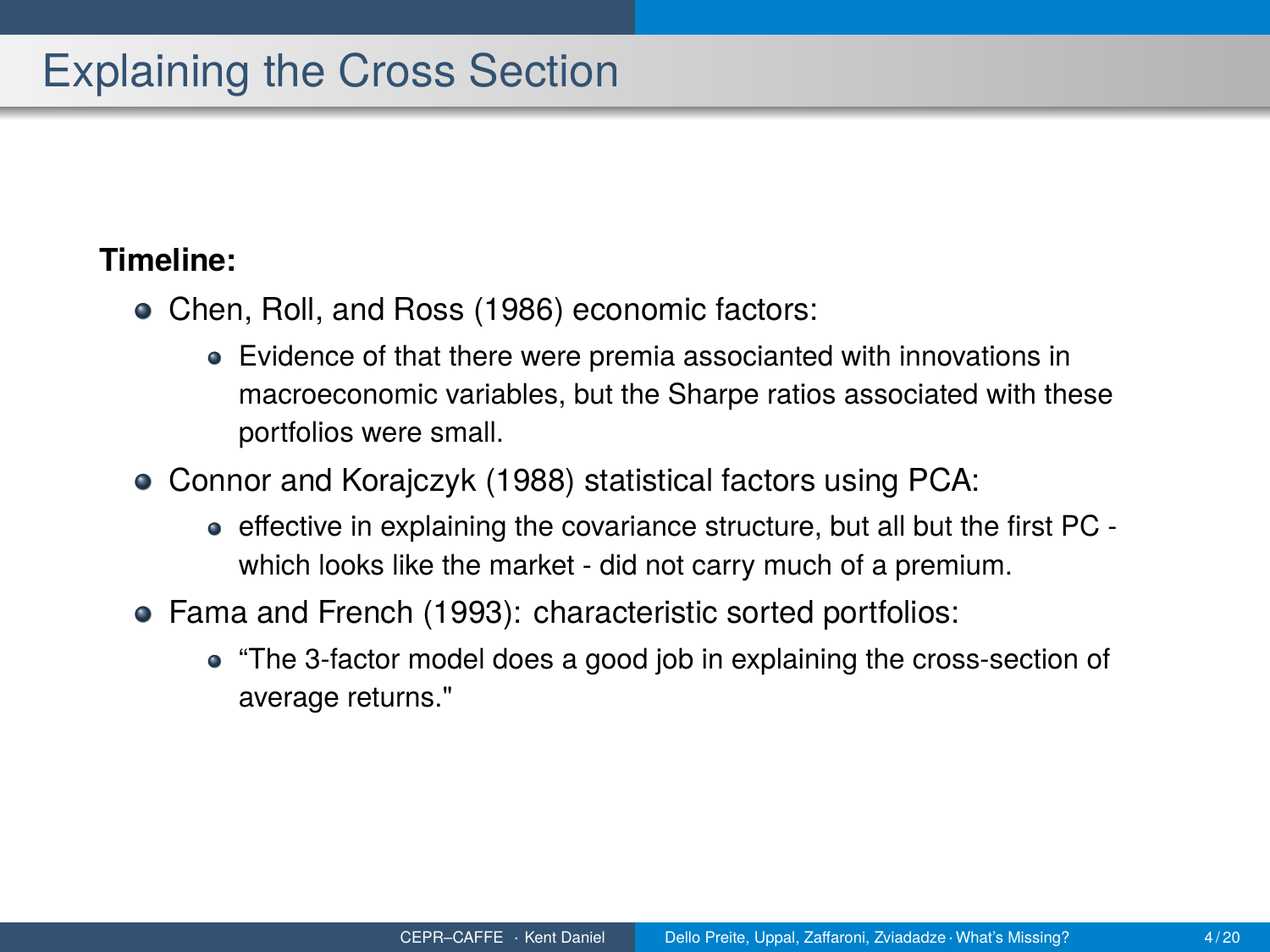# Explaining the Cross Section

**Timeline:**

- Chen, Roll, and Ross (1986) economic factors:
  - Evidence of that there were premia associanted with innovations in macroeconomic variables, but the Sharpe ratios associated with these portfolios were small.
- Connor and Korajczyk (1988) statistical factors using PCA:
  - effective in explaining the covariance structure, but all but the first PC - which looks like the market - did not carry much of a premium.
- Fama and French (1993): characteristic sorted portfolios:
  - "The 3-factor model does a good job in explaining the cross-section of average returns."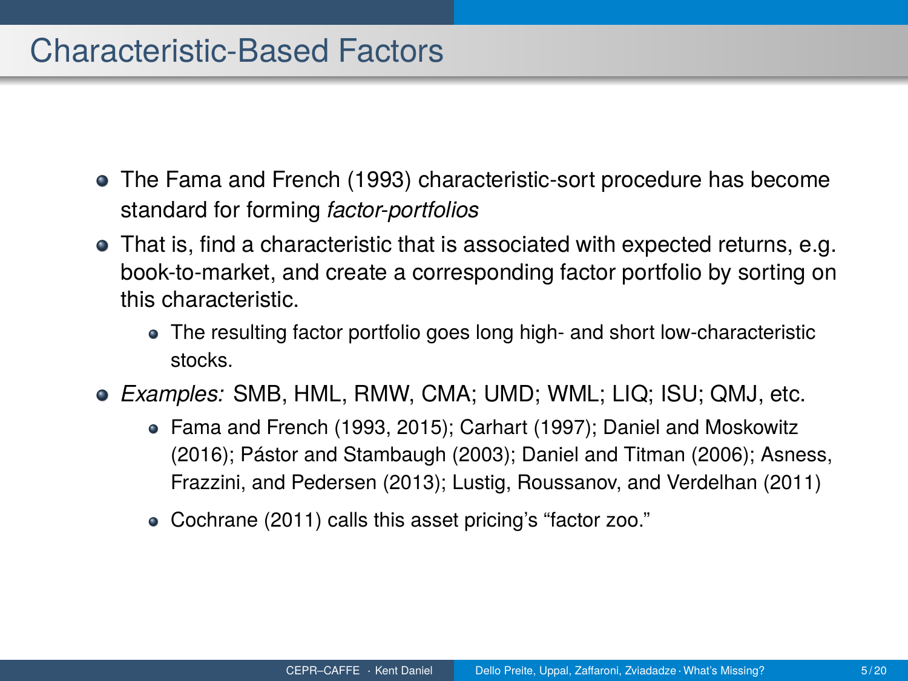# Characteristic-Based Factors

- The Fama and French (1993) characteristic-sort procedure has become standard for forming *factor-portfolios*
- That is, find a characteristic that is associated with expected returns, e.g. book-to-market, and create a corresponding factor portfolio by sorting on this characteristic.
  - The resulting factor portfolio goes long high- and short low-characteristic stocks.
- *Examples:* SMB, HML, RMW, CMA; UMD; WML; LIQ; ISU; QMJ, etc.
  - Fama and French (1993, 2015); Carhart (1997); Daniel and Moskowitz (2016); Pástor and Stambaugh (2003); Daniel and Titman (2006); Asness, Frazzini, and Pedersen (2013); Lustig, Roussanov, and Verdelhan (2011)
  - Cochrane (2011) calls this asset pricing's "factor zoo."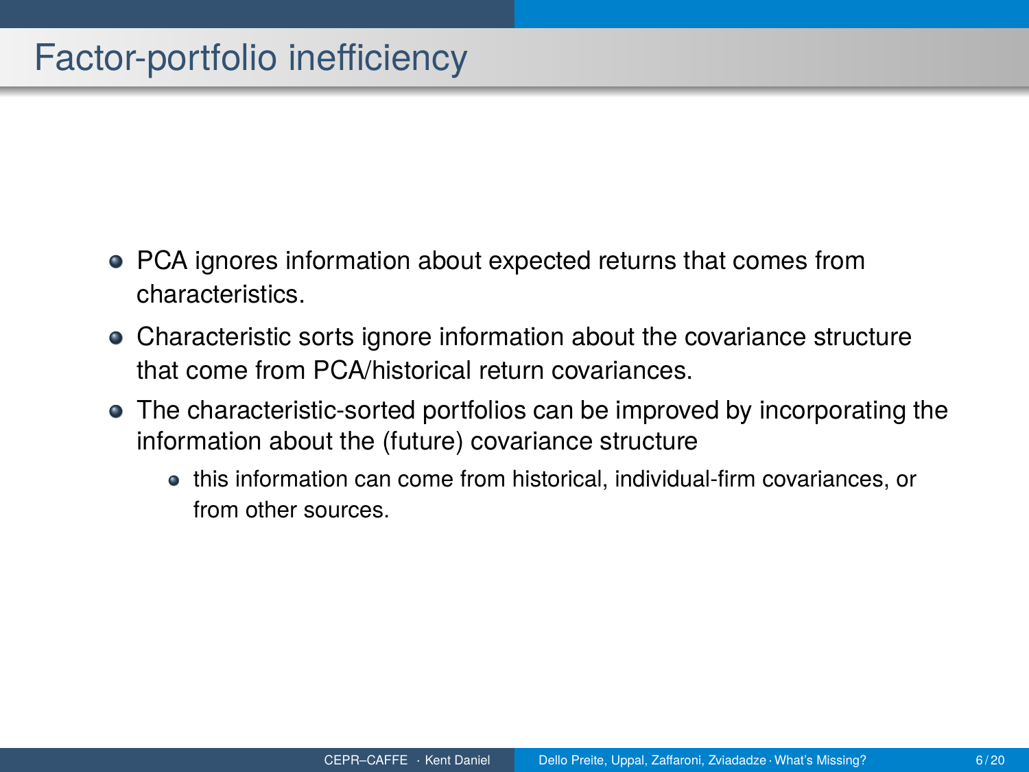# Factor-portfolio inefficiency

- PCA ignores information about expected returns that comes from characteristics.
- Characteristic sorts ignore information about the covariance structure that come from PCA/historical return covariances.
- The characteristic-sorted portfolios can be improved by incorporating the information about the (future) covariance structure
  - this information can come from historical, individual-firm covariances, or from other sources.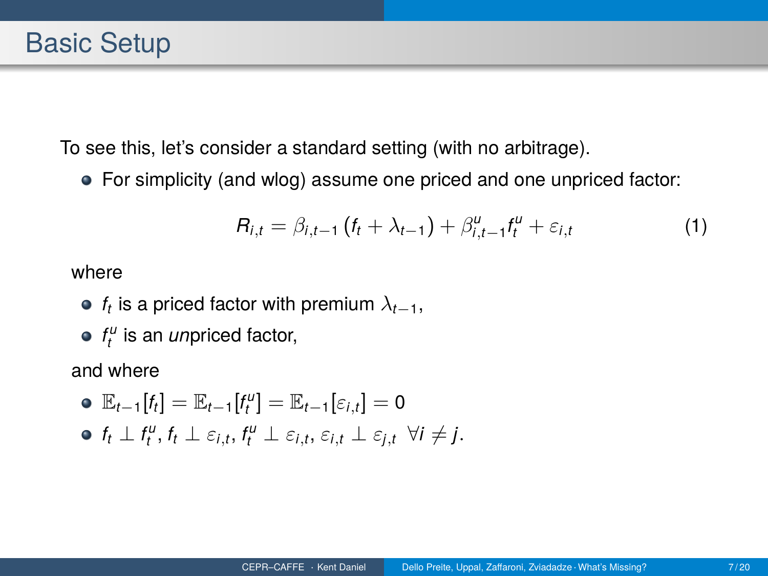# Basic Setup

To see this, let's consider a standard setting (with no arbitrage).

- For simplicity (and wlog) assume one priced and one unpriced factor:

$$R_{i,t} = \beta_{i,t-1}\left(f_t + \lambda_{t-1}\right) + \beta^u_{i,t-1} f^u_t + \varepsilon_{i,t} \tag{1}$$

where

- $f_t$ is a priced factor with premium $\lambda_{t-1}$,
- $f^u_t$ is an *un*priced factor,

and where

- $\mathbb{E}_{t-1}[f_t] = \mathbb{E}_{t-1}[f^u_t] = \mathbb{E}_{t-1}[\varepsilon_{i,t}] = 0$
- $f_t \perp f^u_t$, $f_t \perp \varepsilon_{i,t}$, $f^u_t \perp \varepsilon_{i,t}$, $\varepsilon_{i,t} \perp \varepsilon_{j,t}$ $\forall i \neq j$.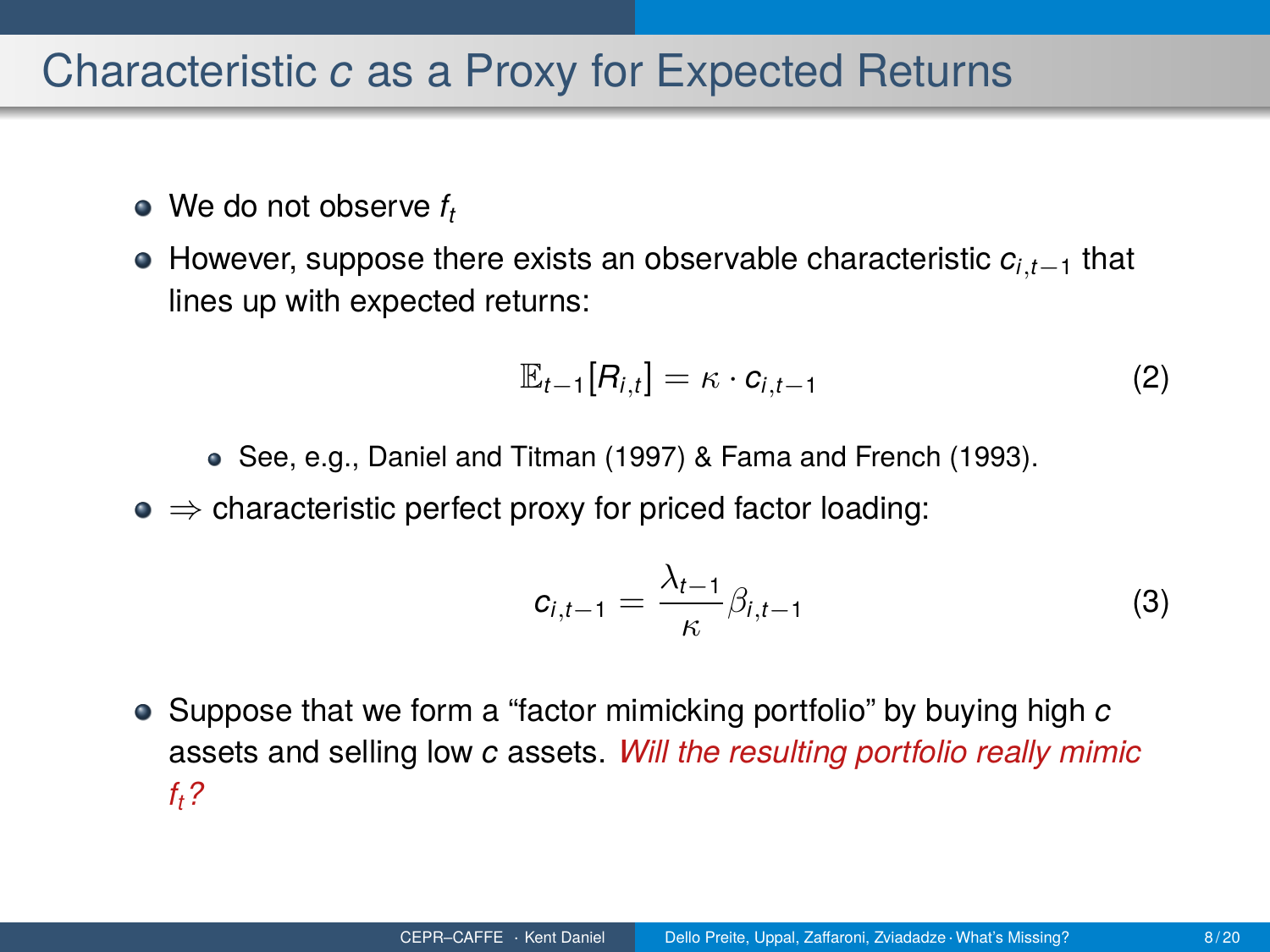# Characteristic $c$ as a Proxy for Expected Returns

- We do not observe $f_t$
- However, suppose there exists an observable characteristic $c_{i,t-1}$ that lines up with expected returns:

$$\mathbb{E}_{t-1}[R_{i,t}] = \kappa \cdot c_{i,t-1} \tag{2}$$

  - See, e.g., Daniel and Titman (1997) & Fama and French (1993).
- $\Rightarrow$ characteristic perfect proxy for priced factor loading:

$$c_{i,t-1} = \frac{\lambda_{t-1}}{\kappa} \beta_{i,t-1} \tag{3}$$

- Suppose that we form a "factor mimicking portfolio" by buying high $c$ assets and selling low $c$ assets. *Will the resulting portfolio really mimic $f_t$?*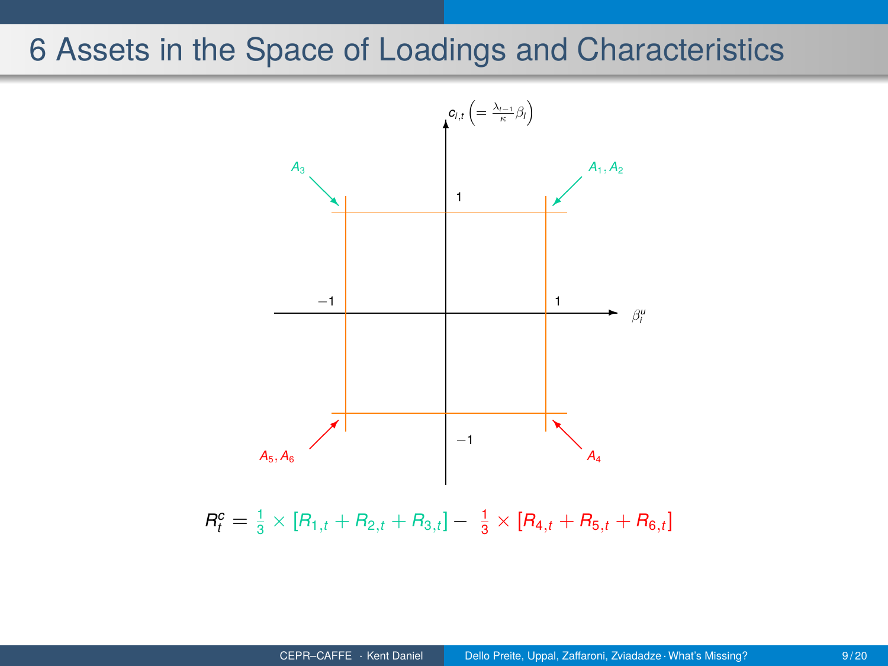# 6 Assets in the Space of Loadings and Characteristics

$c_{i,t}\left(=\frac{\lambda_{t-1}}{\kappa}\beta_i\right)$

$A_3$ $A_1, A_2$

1

$-1$ 1 $\beta_i^u$

$-1$

$A_5, A_6$ $A_4$

$$R_t^c = \frac{1}{3} \times [R_{1,t} + R_{2,t} + R_{3,t}] - \frac{1}{3} \times [R_{4,t} + R_{5,t} + R_{6,t}]$$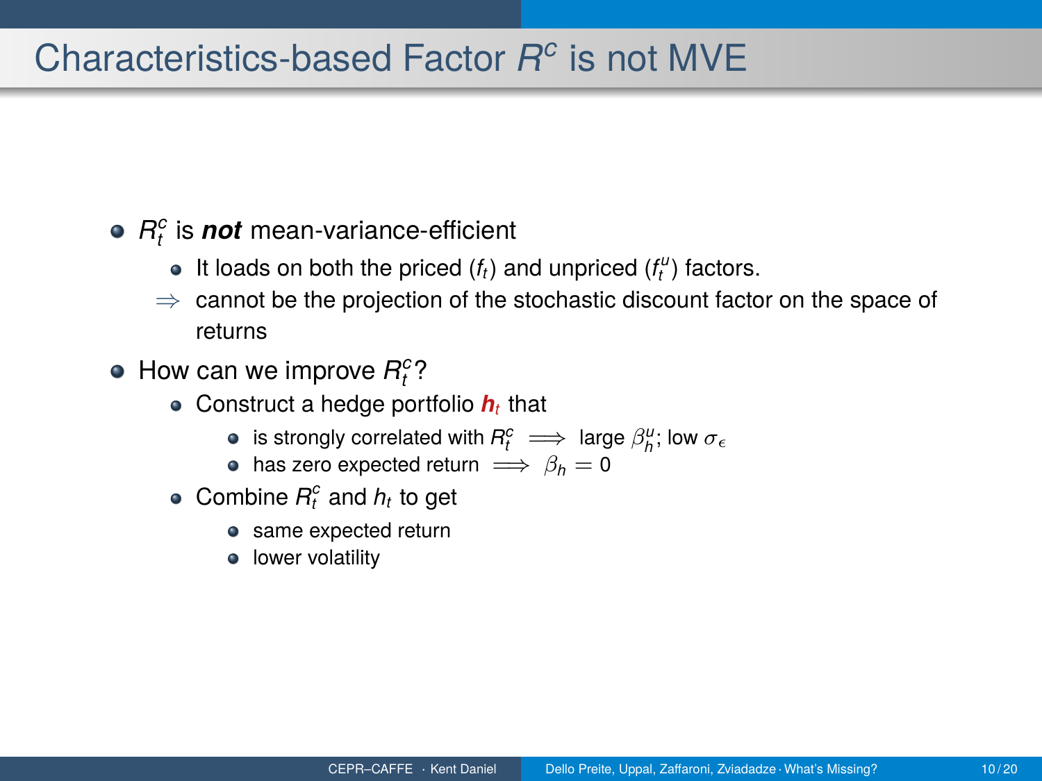# Characteristics-based Factor $R^c$ is not MVE

- $R_t^c$ is ***not*** mean-variance-efficient
  - It loads on both the priced ($f_t$) and unpriced ($f_t^u$) factors.
  - $\Rightarrow$ cannot be the projection of the stochastic discount factor on the space of returns
- How can we improve $R_t^c$?
  - Construct a hedge portfolio $\boldsymbol{h}_t$ that
    - is strongly correlated with $R_t^c$ $\implies$ large $\beta_h^u$; low $\sigma_\epsilon$
    - has zero expected return $\implies$ $\beta_h = 0$
  - Combine $R_t^c$ and $h_t$ to get
    - same expected return
    - lower volatility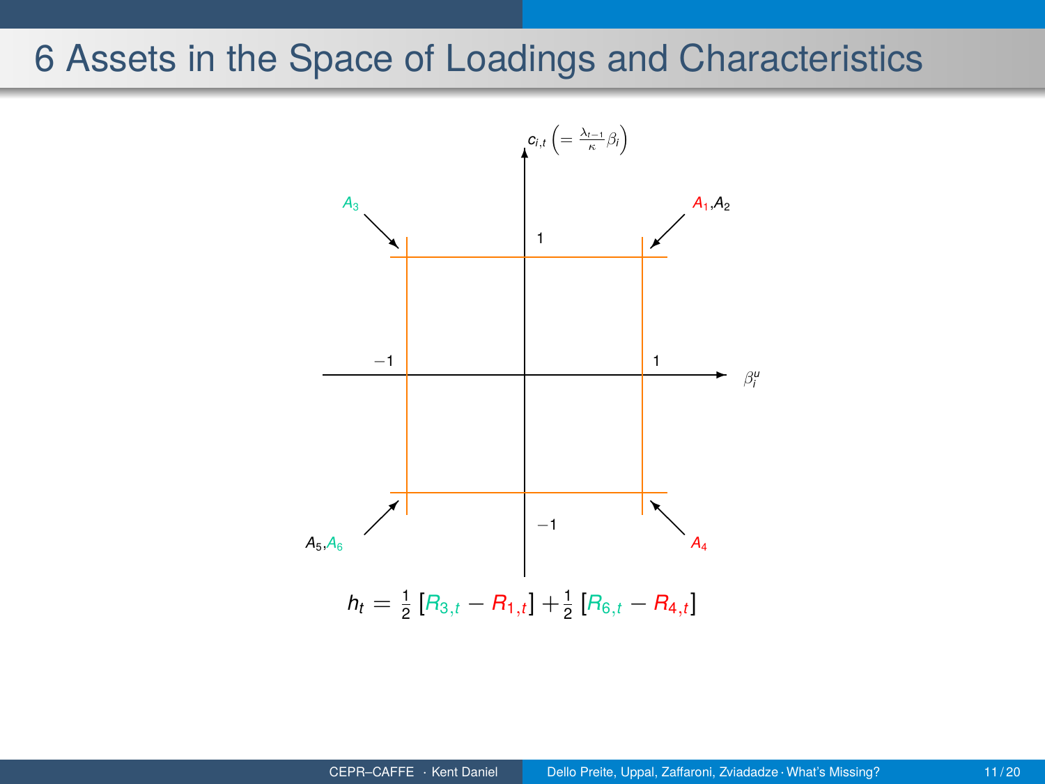# 6 Assets in the Space of Loadings and Characteristics

$c_{i,t} \left(= \frac{\lambda_{t-1}}{\kappa}\beta_i\right)$

$A_3$ $A_1$,$A_2$

1

$-1$ 1 $\beta_i^u$

$-1$

$A_5$,$A_6$ $A_4$

$$h_t = \frac{1}{2}\left[R_{3,t} - R_{1,t}\right] + \frac{1}{2}\left[R_{6,t} - R_{4,t}\right]$$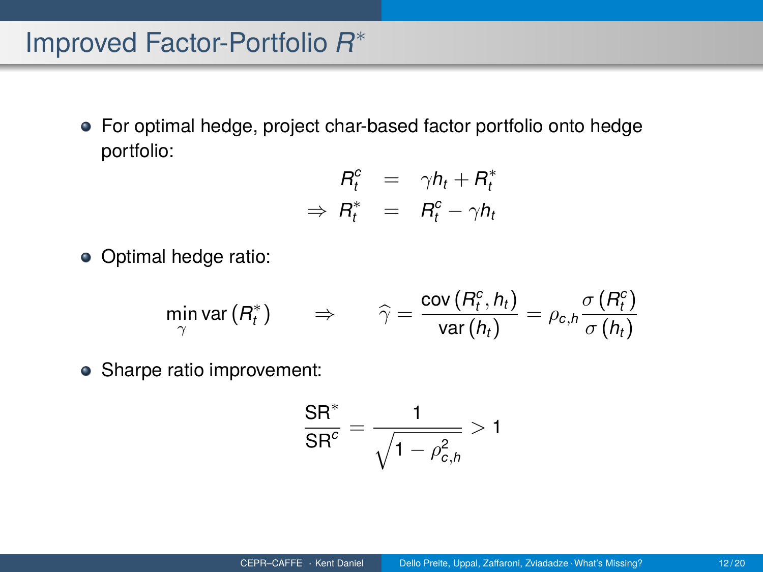# Improved Factor-Portfolio $R^*$

- For optimal hedge, project char-based factor portfolio onto hedge portfolio:

$$
\begin{aligned}
R_t^c &= \gamma h_t + R_t^* \\
\Rightarrow R_t^* &= R_t^c - \gamma h_t
\end{aligned}
$$

- Optimal hedge ratio:

$$
\min_{\gamma} \operatorname{var}\left(R_t^*\right) \qquad \Rightarrow \qquad \widehat{\gamma} = \frac{\operatorname{cov}\left(R_t^c, h_t\right)}{\operatorname{var}\left(h_t\right)} = \rho_{c,h} \frac{\sigma\left(R_t^c\right)}{\sigma\left(h_t\right)}
$$

- Sharpe ratio improvement:

$$
\frac{\text{SR}^*}{\text{SR}^c} = \frac{1}{\sqrt{1 - \rho_{c,h}^2}} > 1
$$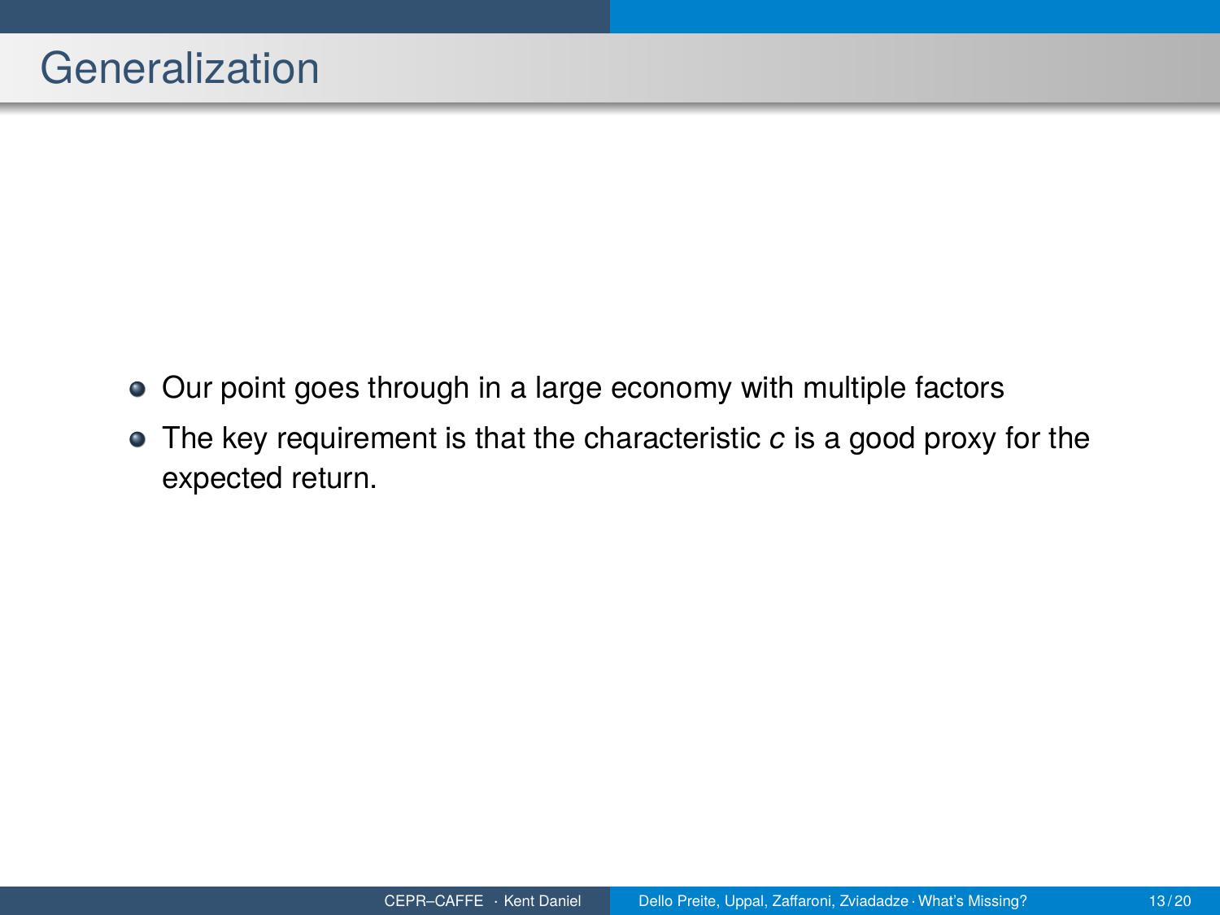# Generalization

- Our point goes through in a large economy with multiple factors
- The key requirement is that the characteristic $c$ is a good proxy for the expected return.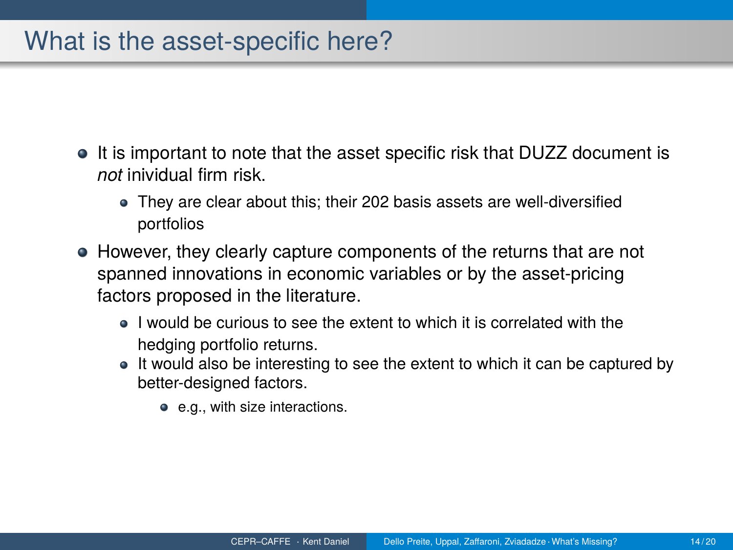# What is the asset-specific here?

- It is important to note that the asset specific risk that DUZZ document is *not* inividual firm risk.
  - They are clear about this; their 202 basis assets are well-diversified portfolios
- However, they clearly capture components of the returns that are not spanned innovations in economic variables or by the asset-pricing factors proposed in the literature.
  - I would be curious to see the extent to which it is correlated with the hedging portfolio returns.
  - It would also be interesting to see the extent to which it can be captured by better-designed factors.
    - e.g., with size interactions.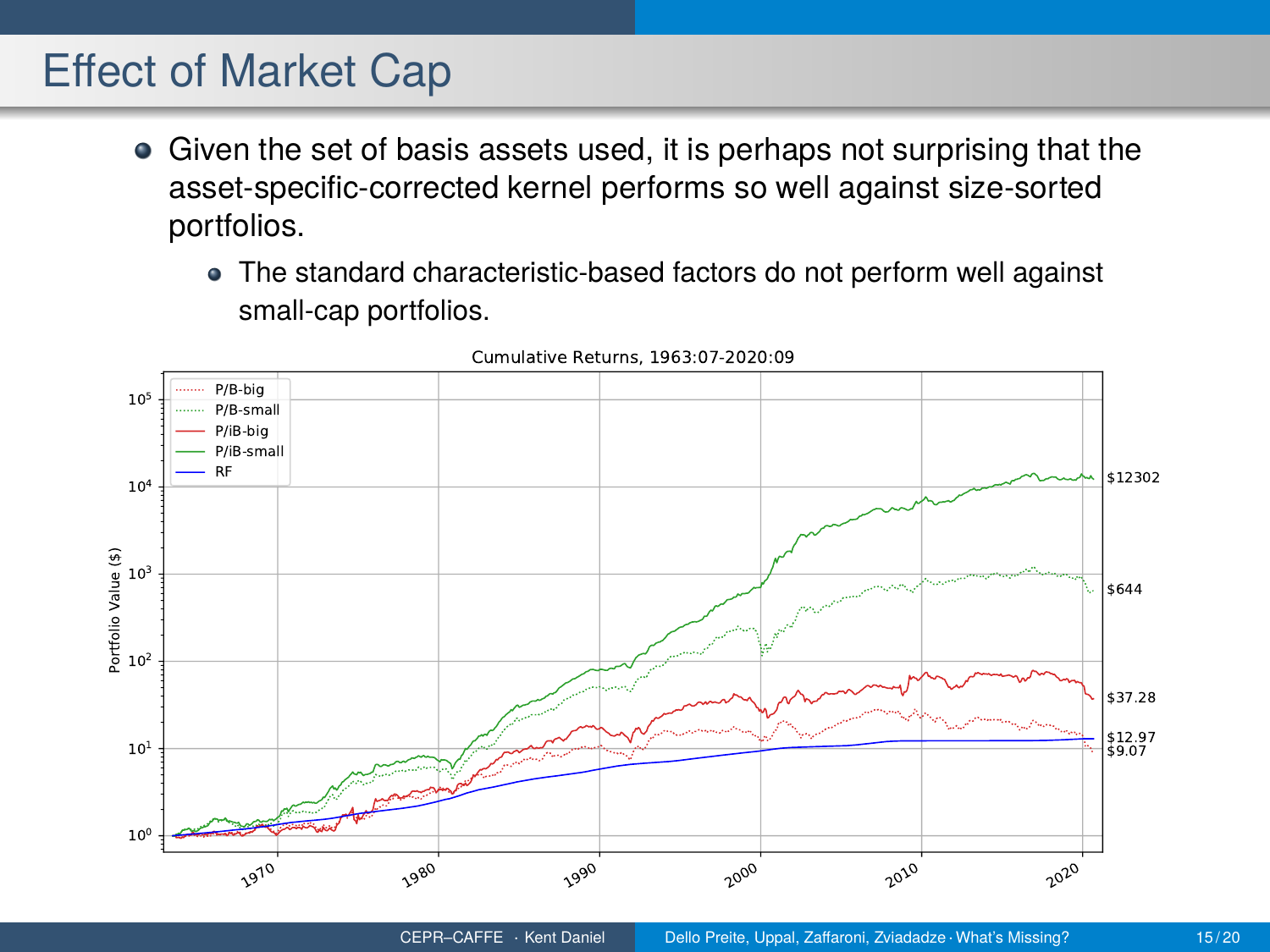# Effect of Market Cap

- Given the set of basis assets used, it is perhaps not surprising that the asset-specific-corrected kernel performs so well against size-sorted portfolios.
  - The standard characteristic-based factors do not perform well against small-cap portfolios.

Cumulative Returns, 1963:07-2020:09

| Series | Final Value |
|---|---|
| P/iB-small | $12302 |
| P/B-small | $644 |
| P/iB-big | $37.28 |
| RF | $12.97 |
| P/B-big | $9.07 |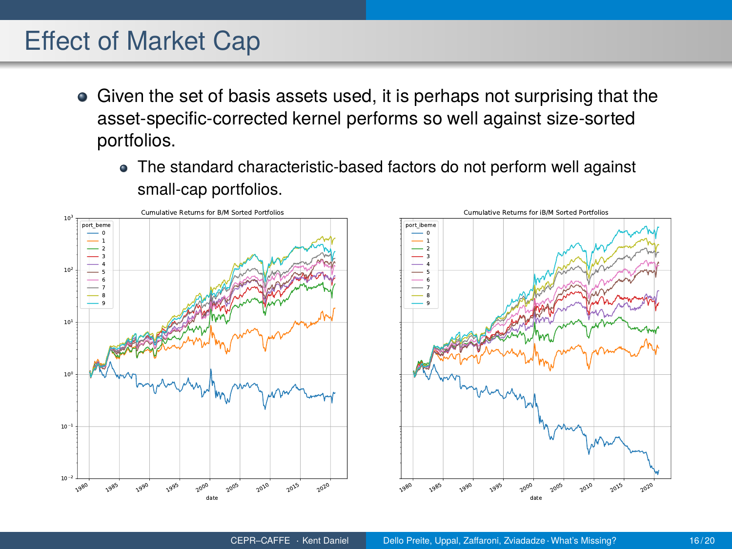# Effect of Market Cap

- Given the set of basis assets used, it is perhaps not surprising that the asset-specific-corrected kernel performs so well against size-sorted portfolios.
  - The standard characteristic-based factors do not perform well against small-cap portfolios.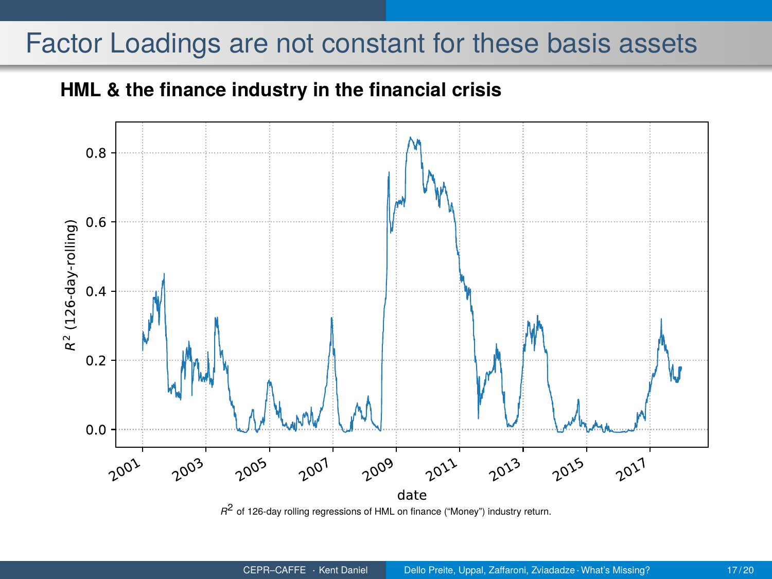# Factor Loadings are not constant for these basis assets

**HML & the finance industry in the financial crisis**

$R^2$ of 126-day rolling regressions of HML on finance ("Money") industry return.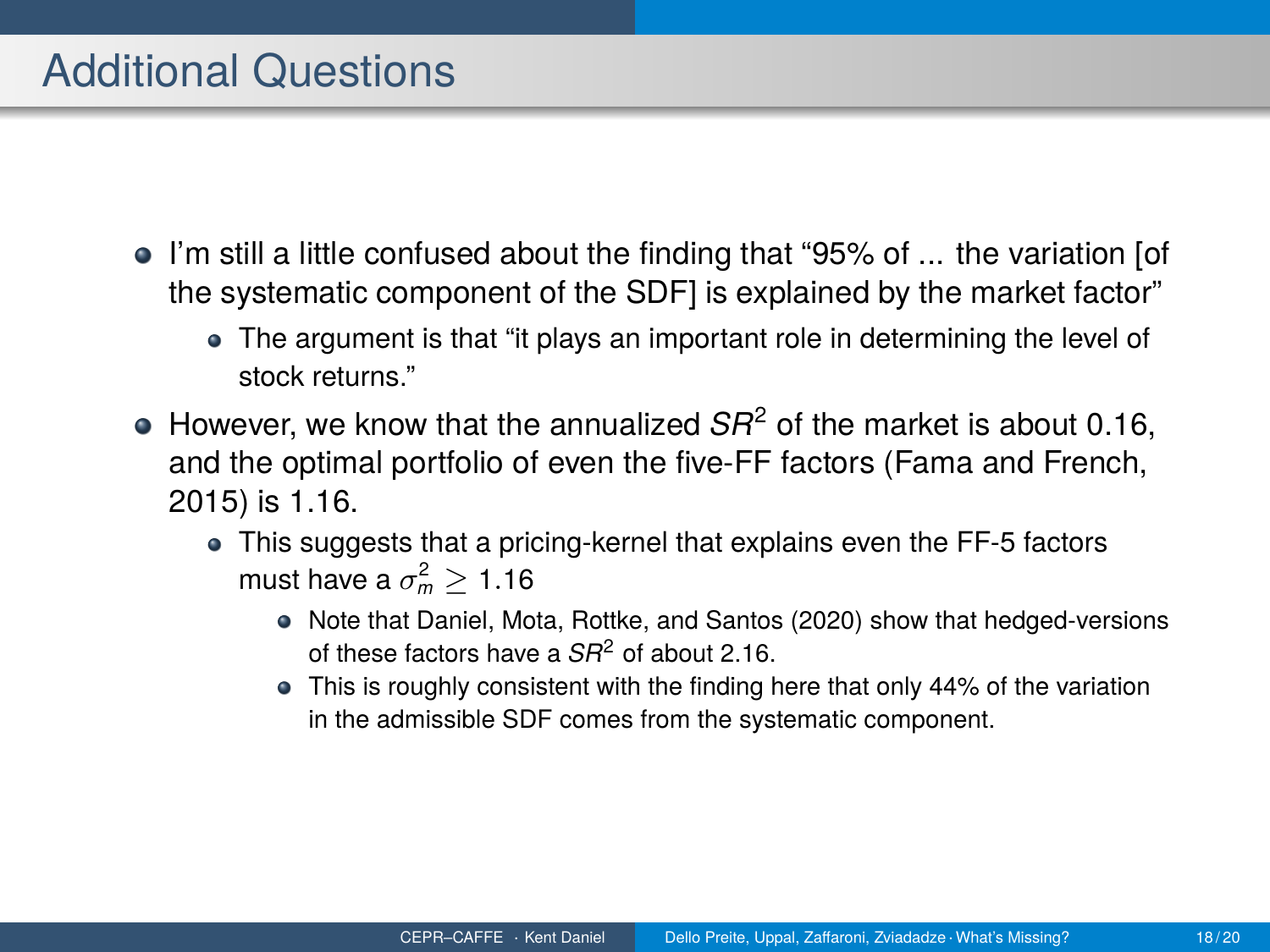# Additional Questions

- I'm still a little confused about the finding that "95% of ... the variation [of the systematic component of the SDF] is explained by the market factor"
  - The argument is that "it plays an important role in determining the level of stock returns."
- However, we know that the annualized $SR^2$ of the market is about 0.16, and the optimal portfolio of even the five-FF factors (Fama and French, 2015) is 1.16.
  - This suggests that a pricing-kernel that explains even the FF-5 factors must have a $\sigma_m^2 \geq 1.16$
    - Note that Daniel, Mota, Rottke, and Santos (2020) show that hedged-versions of these factors have a $SR^2$ of about 2.16.
    - This is roughly consistent with the finding here that only 44% of the variation in the admissible SDF comes from the systematic component.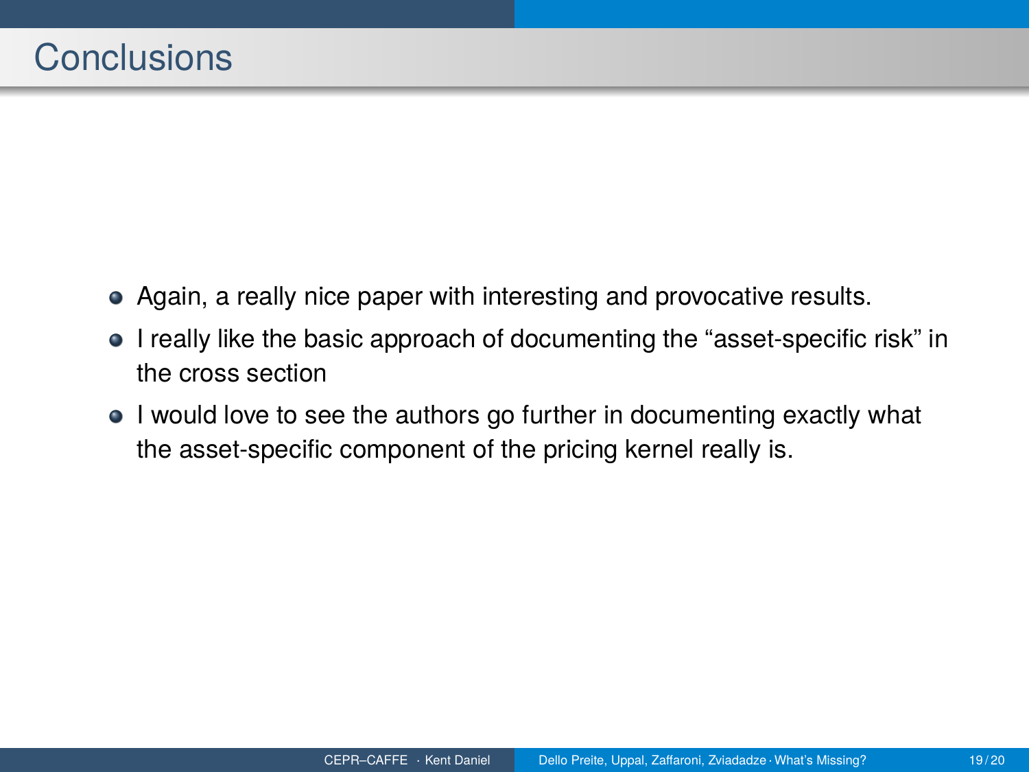# Conclusions

- Again, a really nice paper with interesting and provocative results.
- I really like the basic approach of documenting the “asset-specific risk” in the cross section
- I would love to see the authors go further in documenting exactly what the asset-specific component of the pricing kernel really is.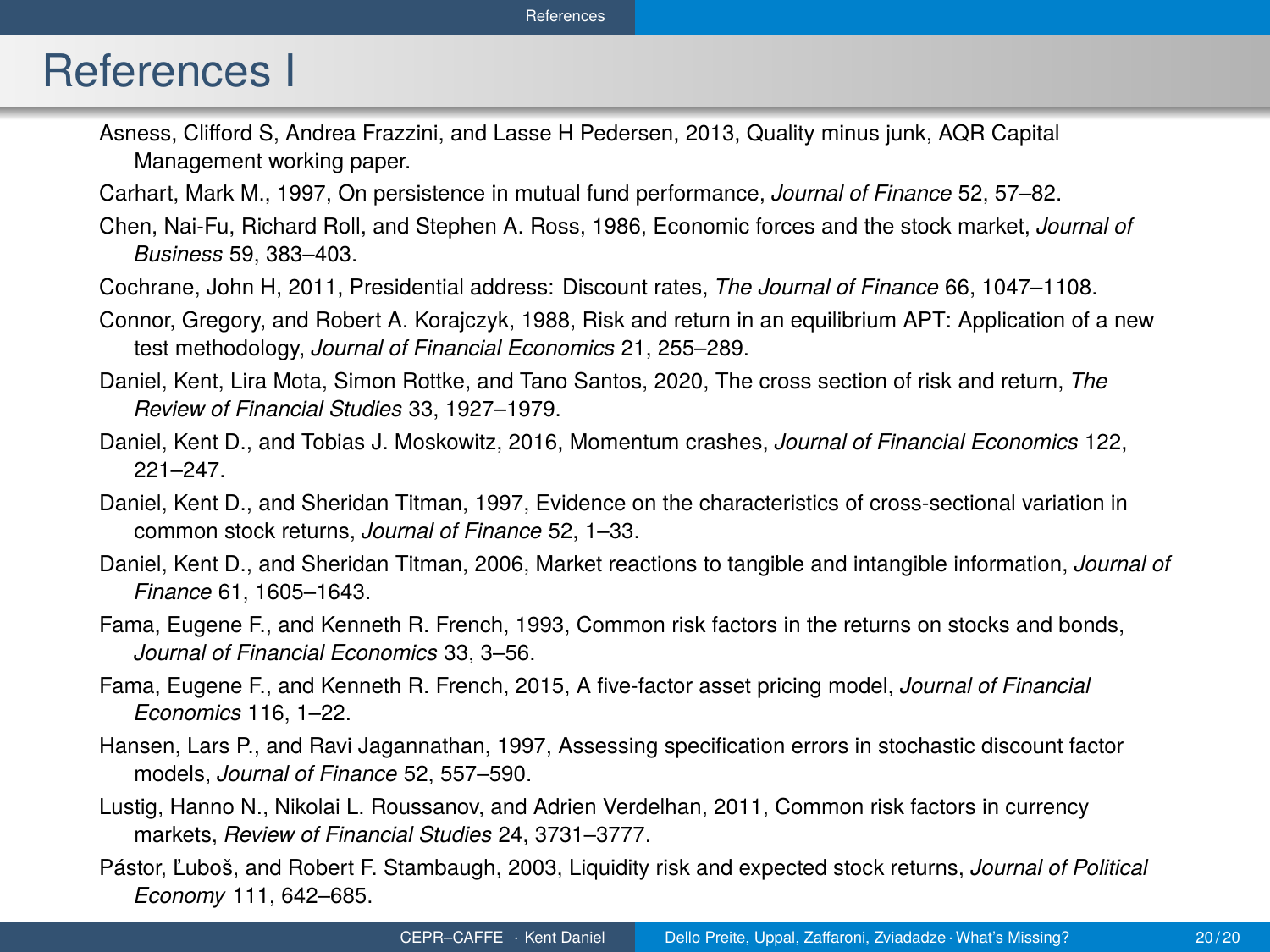# References I

Asness, Clifford S, Andrea Frazzini, and Lasse H Pedersen, 2013, Quality minus junk, AQR Capital Management working paper.

Carhart, Mark M., 1997, On persistence in mutual fund performance, *Journal of Finance* 52, 57–82.

Chen, Nai-Fu, Richard Roll, and Stephen A. Ross, 1986, Economic forces and the stock market, *Journal of Business* 59, 383–403.

Cochrane, John H, 2011, Presidential address: Discount rates, *The Journal of Finance* 66, 1047–1108.

Connor, Gregory, and Robert A. Korajczyk, 1988, Risk and return in an equilibrium APT: Application of a new test methodology, *Journal of Financial Economics* 21, 255–289.

Daniel, Kent, Lira Mota, Simon Rottke, and Tano Santos, 2020, The cross section of risk and return, *The Review of Financial Studies* 33, 1927–1979.

Daniel, Kent D., and Tobias J. Moskowitz, 2016, Momentum crashes, *Journal of Financial Economics* 122, 221–247.

Daniel, Kent D., and Sheridan Titman, 1997, Evidence on the characteristics of cross-sectional variation in common stock returns, *Journal of Finance* 52, 1–33.

Daniel, Kent D., and Sheridan Titman, 2006, Market reactions to tangible and intangible information, *Journal of Finance* 61, 1605–1643.

Fama, Eugene F., and Kenneth R. French, 1993, Common risk factors in the returns on stocks and bonds, *Journal of Financial Economics* 33, 3–56.

Fama, Eugene F., and Kenneth R. French, 2015, A five-factor asset pricing model, *Journal of Financial Economics* 116, 1–22.

Hansen, Lars P., and Ravi Jagannathan, 1997, Assessing specification errors in stochastic discount factor models, *Journal of Finance* 52, 557–590.

Lustig, Hanno N., Nikolai L. Roussanov, and Adrien Verdelhan, 2011, Common risk factors in currency markets, *Review of Financial Studies* 24, 3731–3777.

Pástor, Ľuboš, and Robert F. Stambaugh, 2003, Liquidity risk and expected stock returns, *Journal of Political Economy* 111, 642–685.